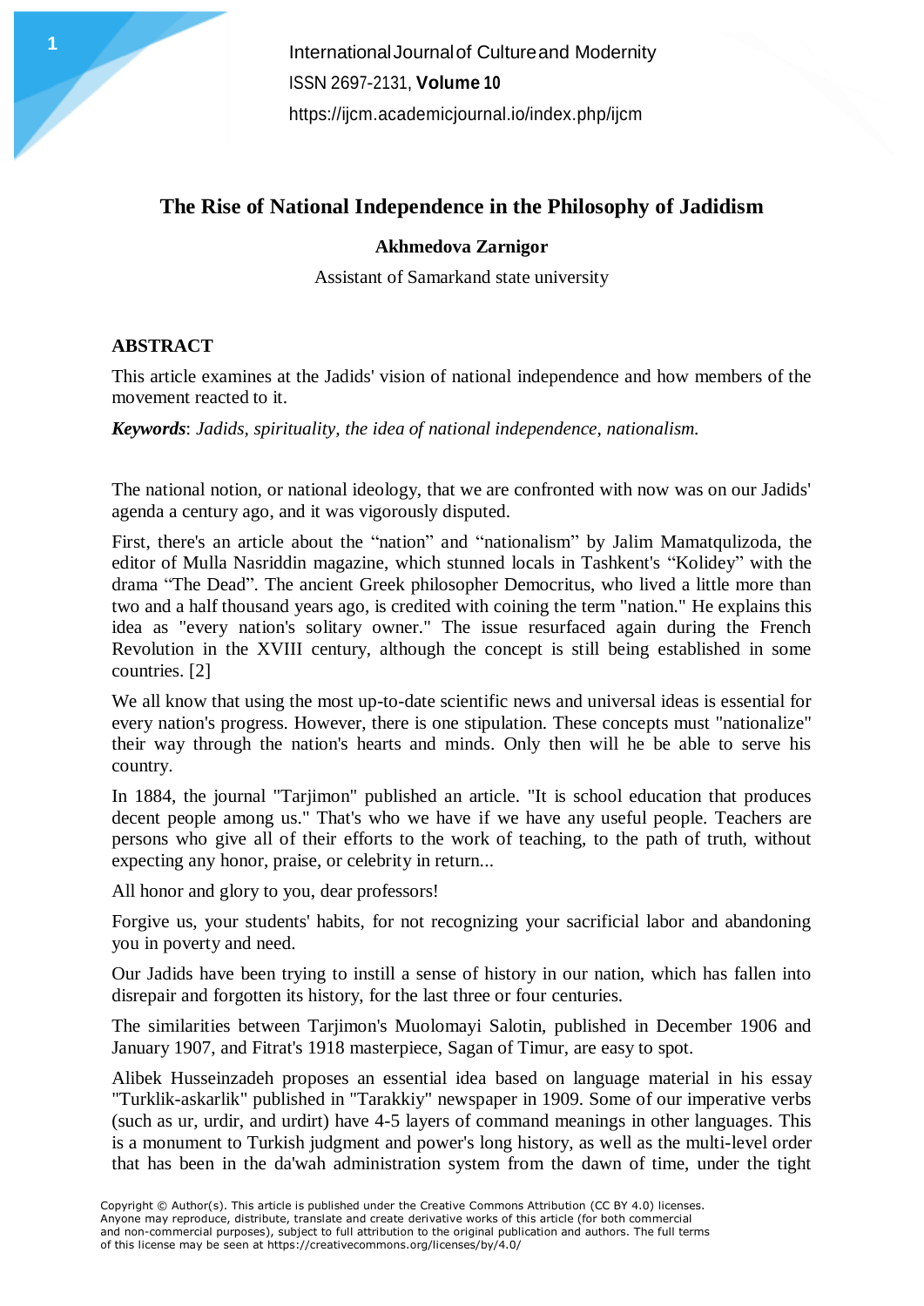# The Rise of National Independence in the Philosophy of Jadidism

**Akhmedova Zarnigor**

Assistant of Samarkand state university

## ABSTRACT

This article examines at the Jadids' vision of national independence and how members of the movement reacted to it.

***Keywords***: *Jadids, spirituality, the idea of national independence, nationalism.*

The national notion, or national ideology, that we are confronted with now was on our Jadids' agenda a century ago, and it was vigorously disputed.

First, there's an article about the "nation" and "nationalism" by Jalim Mamatqulizoda, the editor of Mulla Nasriddin magazine, which stunned locals in Tashkent's "Kolidey" with the drama "The Dead". The ancient Greek philosopher Democritus, who lived a little more than two and a half thousand years ago, is credited with coining the term "nation." He explains this idea as "every nation's solitary owner." The issue resurfaced again during the French Revolution in the XVIII century, although the concept is still being established in some countries. [2]

We all know that using the most up-to-date scientific news and universal ideas is essential for every nation's progress. However, there is one stipulation. These concepts must "nationalize" their way through the nation's hearts and minds. Only then will he be able to serve his country.

In 1884, the journal "Tarjimon" published an article. "It is school education that produces decent people among us." That's who we have if we have any useful people. Teachers are persons who give all of their efforts to the work of teaching, to the path of truth, without expecting any honor, praise, or celebrity in return...

All honor and glory to you, dear professors!

Forgive us, your students' habits, for not recognizing your sacrificial labor and abandoning you in poverty and need.

Our Jadids have been trying to instill a sense of history in our nation, which has fallen into disrepair and forgotten its history, for the last three or four centuries.

The similarities between Tarjimon's Muolomayi Salotin, published in December 1906 and January 1907, and Fitrat's 1918 masterpiece, Sagan of Timur, are easy to spot.

Alibek Husseinzadeh proposes an essential idea based on language material in his essay "Turklik-askarlik" published in "Tarakkiy" newspaper in 1909. Some of our imperative verbs (such as ur, urdir, and urdirt) have 4-5 layers of command meanings in other languages. This is a monument to Turkish judgment and power's long history, as well as the multi-level order that has been in the da'wah administration system from the dawn of time, under the tight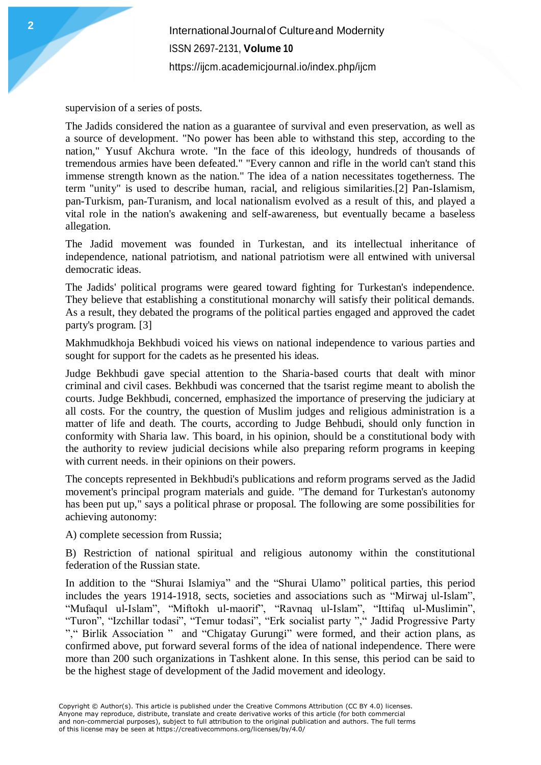supervision of a series of posts.

The Jadids considered the nation as a guarantee of survival and even preservation, as well as a source of development. "No power has been able to withstand this step, according to the nation," Yusuf Akchura wrote. "In the face of this ideology, hundreds of thousands of tremendous armies have been defeated." "Every cannon and rifle in the world can't stand this immense strength known as the nation." The idea of a nation necessitates togetherness. The term "unity" is used to describe human, racial, and religious similarities.[2] Pan-Islamism, pan-Turkism, pan-Turanism, and local nationalism evolved as a result of this, and played a vital role in the nation's awakening and self-awareness, but eventually became a baseless allegation.

The Jadid movement was founded in Turkestan, and its intellectual inheritance of independence, national patriotism, and national patriotism were all entwined with universal democratic ideas.

The Jadids' political programs were geared toward fighting for Turkestan's independence. They believe that establishing a constitutional monarchy will satisfy their political demands. As a result, they debated the programs of the political parties engaged and approved the cadet party's program. [3]

Makhmudkhoja Bekhbudi voiced his views on national independence to various parties and sought for support for the cadets as he presented his ideas.

Judge Bekhbudi gave special attention to the Sharia-based courts that dealt with minor criminal and civil cases. Bekhbudi was concerned that the tsarist regime meant to abolish the courts. Judge Bekhbudi, concerned, emphasized the importance of preserving the judiciary at all costs. For the country, the question of Muslim judges and religious administration is a matter of life and death. The courts, according to Judge Behbudi, should only function in conformity with Sharia law. This board, in his opinion, should be a constitutional body with the authority to review judicial decisions while also preparing reform programs in keeping with current needs. in their opinions on their powers.

The concepts represented in Bekhbudi's publications and reform programs served as the Jadid movement's principal program materials and guide. "The demand for Turkestan's autonomy has been put up," says a political phrase or proposal. The following are some possibilities for achieving autonomy:

A) complete secession from Russia;

B) Restriction of national spiritual and religious autonomy within the constitutional federation of the Russian state.

In addition to the “Shurai Islamiya” and the “Shurai Ulamo” political parties, this period includes the years 1914-1918, sects, societies and associations such as “Mirwaj ul-Islam”, “Mufaqul ul-Islam”, “Miftokh ul-maorif”, “Ravnaq ul-Islam”, “Ittifaq ul-Muslimin”, “Turon”, “Izchillar todasi”, “Temur todasi”, “Erk socialist party ”,“ Jadid Progressive Party ”,“ Birlik Association ” and “Chigatay Gurungi” were formed, and their action plans, as confirmed above, put forward several forms of the idea of national independence. There were more than 200 such organizations in Tashkent alone. In this sense, this period can be said to be the highest stage of development of the Jadid movement and ideology.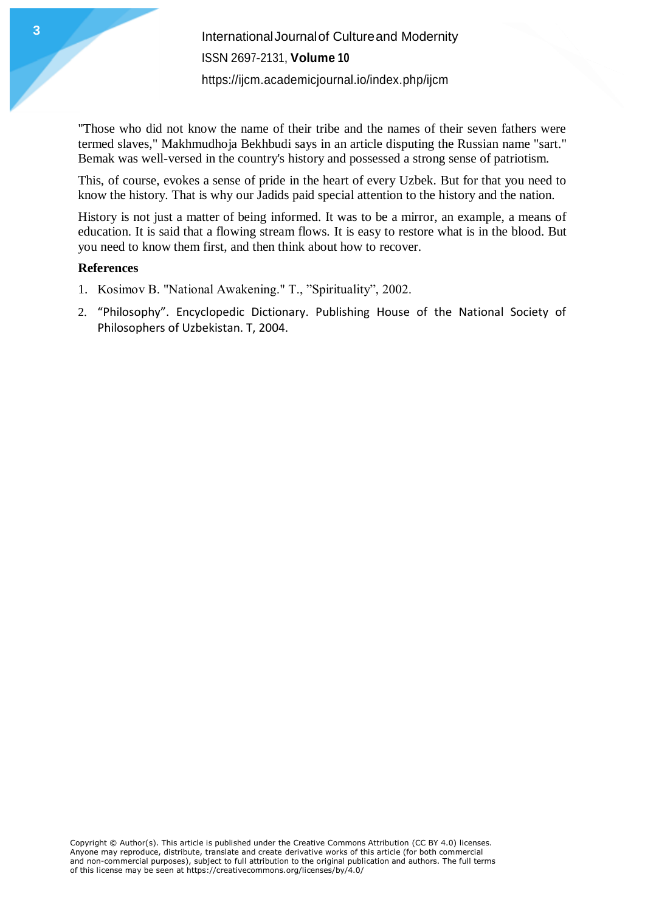"Those who did not know the name of their tribe and the names of their seven fathers were termed slaves," Makhmudhoja Bekhbudi says in an article disputing the Russian name "sart." Bemak was well-versed in the country's history and possessed a strong sense of patriotism.

This, of course, evokes a sense of pride in the heart of every Uzbek. But for that you need to know the history. That is why our Jadids paid special attention to the history and the nation.

History is not just a matter of being informed. It was to be a mirror, an example, a means of education. It is said that a flowing stream flows. It is easy to restore what is in the blood. But you need to know them first, and then think about how to recover.

**References**

1. Kosimov B. "National Awakening." T., "Spirituality", 2002.
2. "Philosophy". Encyclopedic Dictionary. Publishing House of the National Society of Philosophers of Uzbekistan. T, 2004.

Copyright © Author(s). This article is published under the Creative Commons Attribution (CC BY 4.0) licenses. Anyone may reproduce, distribute, translate and create derivative works of this article (for both commercial and non-commercial purposes), subject to full attribution to the original publication and authors. The full terms of this license may be seen at https://creativecommons.org/licenses/by/4.0/